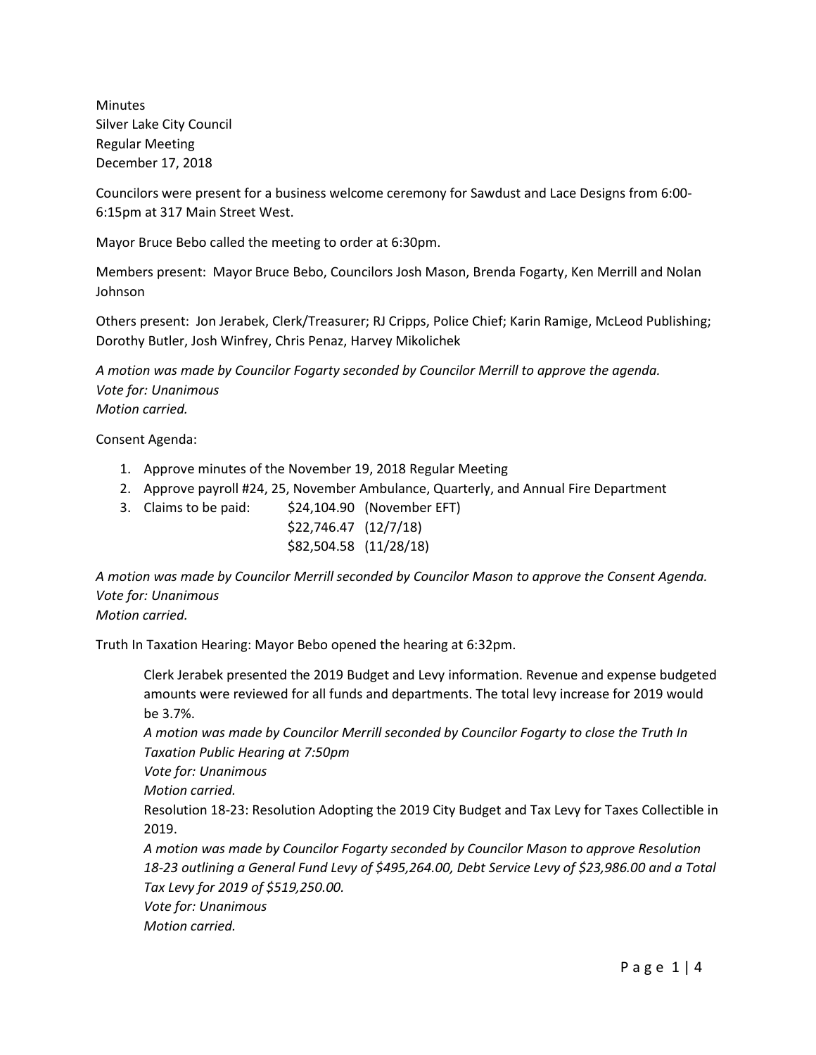Minutes
Silver Lake City Council
Regular Meeting
December 17, 2018

Councilors were present for a business welcome ceremony for Sawdust and Lace Designs from 6:00-6:15pm at 317 Main Street West.

Mayor Bruce Bebo called the meeting to order at 6:30pm.

Members present: Mayor Bruce Bebo, Councilors Josh Mason, Brenda Fogarty, Ken Merrill and Nolan Johnson

Others present: Jon Jerabek, Clerk/Treasurer; RJ Cripps, Police Chief; Karin Ramige, McLeod Publishing; Dorothy Butler, Josh Winfrey, Chris Penaz, Harvey Mikolichek

*A motion was made by Councilor Fogarty seconded by Councilor Merrill to approve the agenda.*
*Vote for: Unanimous*
*Motion carried.*

Consent Agenda:

1. Approve minutes of the November 19, 2018 Regular Meeting
2. Approve payroll #24, 25, November Ambulance, Quarterly, and Annual Fire Department
3. Claims to be paid: $24,104.90 (November EFT)
   $22,746.47 (12/7/18)
   $82,504.58 (11/28/18)

*A motion was made by Councilor Merrill seconded by Councilor Mason to approve the Consent Agenda.*
*Vote for: Unanimous*
*Motion carried.*

Truth In Taxation Hearing: Mayor Bebo opened the hearing at 6:32pm.

Clerk Jerabek presented the 2019 Budget and Levy information. Revenue and expense budgeted amounts were reviewed for all funds and departments. The total levy increase for 2019 would be 3.7%.
*A motion was made by Councilor Merrill seconded by Councilor Fogarty to close the Truth In Taxation Public Hearing at 7:50pm*
*Vote for: Unanimous*
*Motion carried.*
Resolution 18-23: Resolution Adopting the 2019 City Budget and Tax Levy for Taxes Collectible in 2019.
*A motion was made by Councilor Fogarty seconded by Councilor Mason to approve Resolution 18-23 outlining a General Fund Levy of $495,264.00, Debt Service Levy of $23,986.00 and a Total Tax Levy for 2019 of $519,250.00.*
*Vote for: Unanimous*
*Motion carried.*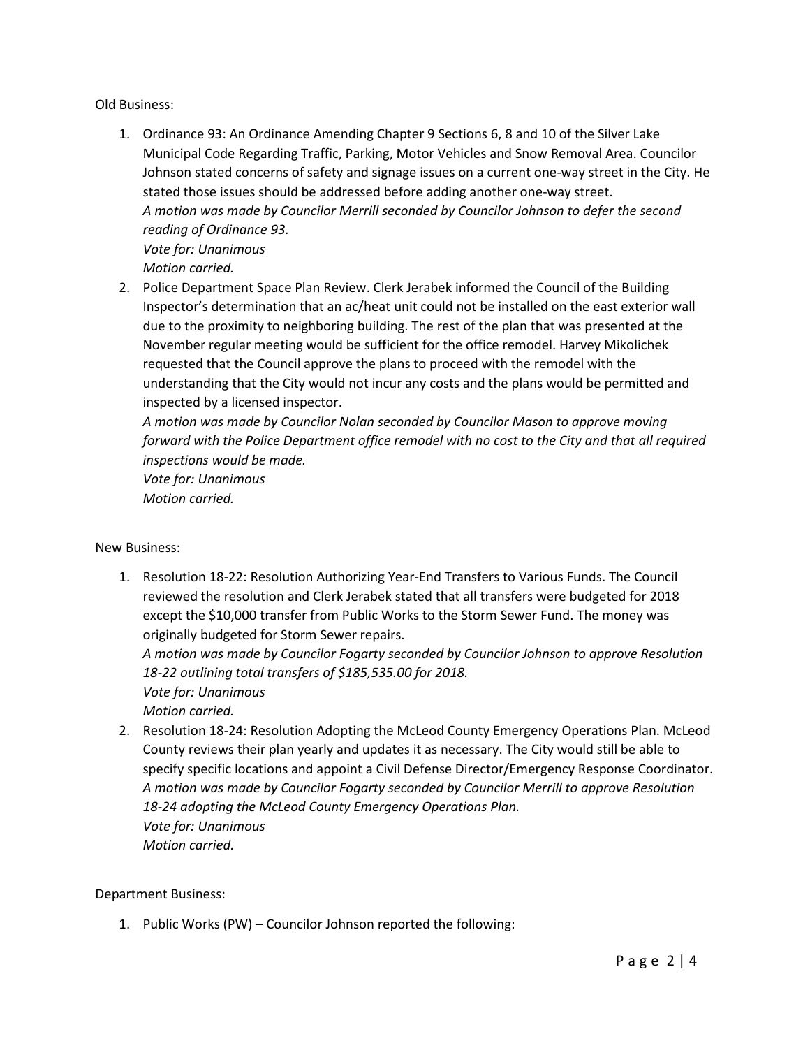Old Business:

1. Ordinance 93: An Ordinance Amending Chapter 9 Sections 6, 8 and 10 of the Silver Lake Municipal Code Regarding Traffic, Parking, Motor Vehicles and Snow Removal Area. Councilor Johnson stated concerns of safety and signage issues on a current one-way street in the City. He stated those issues should be addressed before adding another one-way street.
   *A motion was made by Councilor Merrill seconded by Councilor Johnson to defer the second reading of Ordinance 93.*
   *Vote for: Unanimous*
   *Motion carried.*
2. Police Department Space Plan Review. Clerk Jerabek informed the Council of the Building Inspector's determination that an ac/heat unit could not be installed on the east exterior wall due to the proximity to neighboring building. The rest of the plan that was presented at the November regular meeting would be sufficient for the office remodel. Harvey Mikolichek requested that the Council approve the plans to proceed with the remodel with the understanding that the City would not incur any costs and the plans would be permitted and inspected by a licensed inspector.
   *A motion was made by Councilor Nolan seconded by Councilor Mason to approve moving forward with the Police Department office remodel with no cost to the City and that all required inspections would be made.*
   *Vote for: Unanimous*
   *Motion carried.*

New Business:

1. Resolution 18-22: Resolution Authorizing Year-End Transfers to Various Funds. The Council reviewed the resolution and Clerk Jerabek stated that all transfers were budgeted for 2018 except the $10,000 transfer from Public Works to the Storm Sewer Fund. The money was originally budgeted for Storm Sewer repairs.
   *A motion was made by Councilor Fogarty seconded by Councilor Johnson to approve Resolution 18-22 outlining total transfers of $185,535.00 for 2018.*
   *Vote for: Unanimous*
   *Motion carried.*
2. Resolution 18-24: Resolution Adopting the McLeod County Emergency Operations Plan. McLeod County reviews their plan yearly and updates it as necessary. The City would still be able to specify specific locations and appoint a Civil Defense Director/Emergency Response Coordinator.
   *A motion was made by Councilor Fogarty seconded by Councilor Merrill to approve Resolution 18-24 adopting the McLeod County Emergency Operations Plan.*
   *Vote for: Unanimous*
   *Motion carried.*

Department Business:

1. Public Works (PW) – Councilor Johnson reported the following: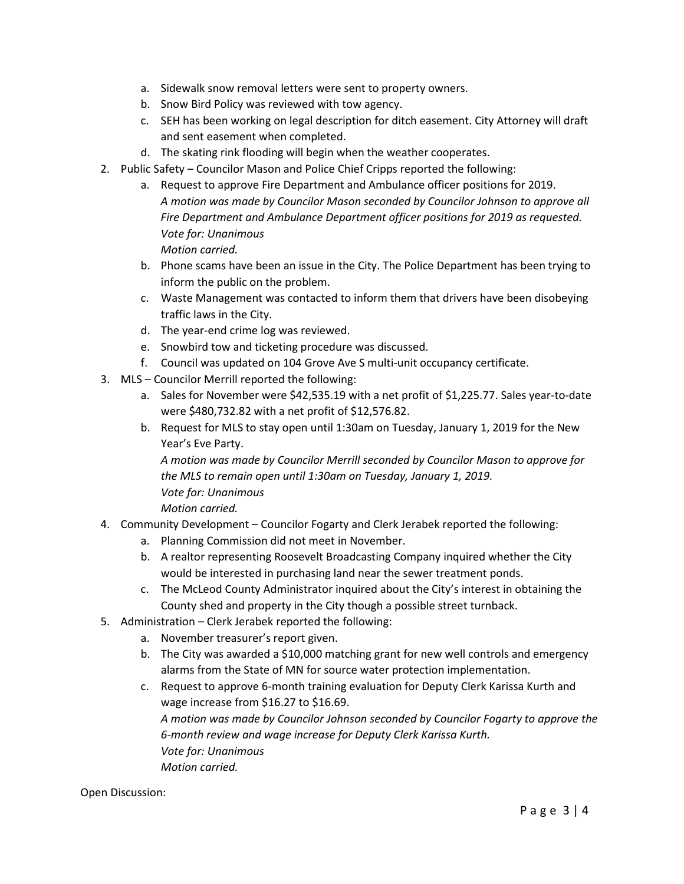a. Sidewalk snow removal letters were sent to property owners.
   b. Snow Bird Policy was reviewed with tow agency.
   c. SEH has been working on legal description for ditch easement. City Attorney will draft and sent easement when completed.
   d. The skating rink flooding will begin when the weather cooperates.
2. Public Safety – Councilor Mason and Police Chief Cripps reported the following:
   a. Request to approve Fire Department and Ambulance officer positions for 2019.
      *A motion was made by Councilor Mason seconded by Councilor Johnson to approve all Fire Department and Ambulance Department officer positions for 2019 as requested.*
      *Vote for: Unanimous*
      *Motion carried.*
   b. Phone scams have been an issue in the City. The Police Department has been trying to inform the public on the problem.
   c. Waste Management was contacted to inform them that drivers have been disobeying traffic laws in the City.
   d. The year-end crime log was reviewed.
   e. Snowbird tow and ticketing procedure was discussed.
   f. Council was updated on 104 Grove Ave S multi-unit occupancy certificate.
3. MLS – Councilor Merrill reported the following:
   a. Sales for November were $42,535.19 with a net profit of $1,225.77. Sales year-to-date were $480,732.82 with a net profit of $12,576.82.
   b. Request for MLS to stay open until 1:30am on Tuesday, January 1, 2019 for the New Year's Eve Party.
      *A motion was made by Councilor Merrill seconded by Councilor Mason to approve for the MLS to remain open until 1:30am on Tuesday, January 1, 2019.*
      *Vote for: Unanimous*
      *Motion carried.*
4. Community Development – Councilor Fogarty and Clerk Jerabek reported the following:
   a. Planning Commission did not meet in November.
   b. A realtor representing Roosevelt Broadcasting Company inquired whether the City would be interested in purchasing land near the sewer treatment ponds.
   c. The McLeod County Administrator inquired about the City's interest in obtaining the County shed and property in the City though a possible street turnback.
5. Administration – Clerk Jerabek reported the following:
   a. November treasurer's report given.
   b. The City was awarded a $10,000 matching grant for new well controls and emergency alarms from the State of MN for source water protection implementation.
   c. Request to approve 6-month training evaluation for Deputy Clerk Karissa Kurth and wage increase from $16.27 to $16.69.
      *A motion was made by Councilor Johnson seconded by Councilor Fogarty to approve the 6-month review and wage increase for Deputy Clerk Karissa Kurth.*
      *Vote for: Unanimous*
      *Motion carried.*

Open Discussion: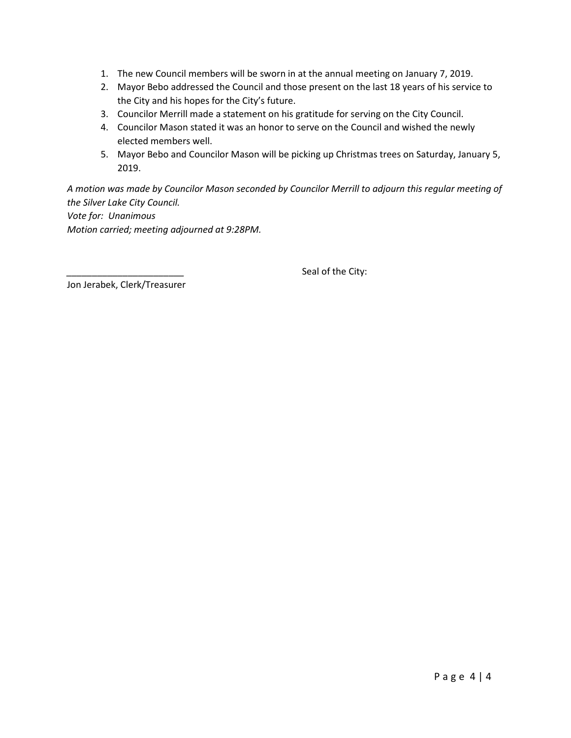1. The new Council members will be sworn in at the annual meeting on January 7, 2019.
2. Mayor Bebo addressed the Council and those present on the last 18 years of his service to the City and his hopes for the City's future.
3. Councilor Merrill made a statement on his gratitude for serving on the City Council.
4. Councilor Mason stated it was an honor to serve on the Council and wished the newly elected members well.
5. Mayor Bebo and Councilor Mason will be picking up Christmas trees on Saturday, January 5, 2019.

*A motion was made by Councilor Mason seconded by Councilor Merrill to adjourn this regular meeting of the Silver Lake City Council.*
*Vote for: Unanimous*
*Motion carried; meeting adjourned at 9:28PM.*

______________________ Seal of the City:

Jon Jerabek, Clerk/Treasurer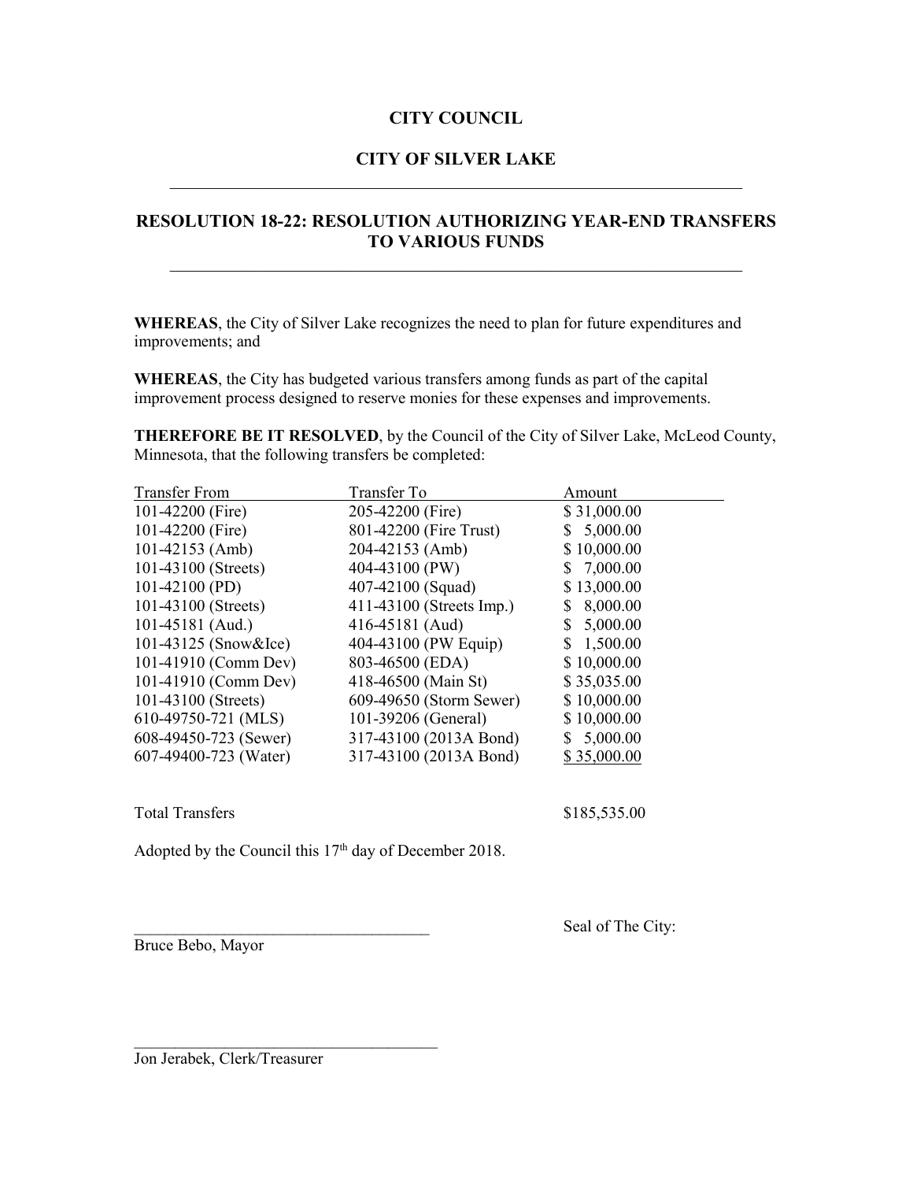# CITY COUNCIL

# CITY OF SILVER LAKE

---

## RESOLUTION 18-22: RESOLUTION AUTHORIZING YEAR-END TRANSFERS TO VARIOUS FUNDS

---

**WHEREAS**, the City of Silver Lake recognizes the need to plan for future expenditures and improvements; and

**WHEREAS**, the City has budgeted various transfers among funds as part of the capital improvement process designed to reserve monies for these expenses and improvements.

**THEREFORE BE IT RESOLVED**, by the Council of the City of Silver Lake, McLeod County, Minnesota, that the following transfers be completed:

| Transfer From | Transfer To | Amount |
|---|---|---|
| 101-42200 (Fire) | 205-42200 (Fire) | $ 31,000.00 |
| 101-42200 (Fire) | 801-42200 (Fire Trust) | $ 5,000.00 |
| 101-42153 (Amb) | 204-42153 (Amb) | $ 10,000.00 |
| 101-43100 (Streets) | 404-43100 (PW) | $ 7,000.00 |
| 101-42100 (PD) | 407-42100 (Squad) | $ 13,000.00 |
| 101-43100 (Streets) | 411-43100 (Streets Imp.) | $ 8,000.00 |
| 101-45181 (Aud.) | 416-45181 (Aud) | $ 5,000.00 |
| 101-43125 (Snow&Ice) | 404-43100 (PW Equip) | $ 1,500.00 |
| 101-41910 (Comm Dev) | 803-46500 (EDA) | $ 10,000.00 |
| 101-41910 (Comm Dev) | 418-46500 (Main St) | $ 35,035.00 |
| 101-43100 (Streets) | 609-49650 (Storm Sewer) | $ 10,000.00 |
| 610-49750-721 (MLS) | 101-39206 (General) | $ 10,000.00 |
| 608-49450-723 (Sewer) | 317-43100 (2013A Bond) | $ 5,000.00 |
| 607-49400-723 (Water) | 317-43100 (2013A Bond) | $ 35,000.00 |

Total Transfers $185,535.00

Adopted by the Council this 17th day of December 2018.

____________________________________ Seal of The City:

Bruce Bebo, Mayor

____________________________________

Jon Jerabek, Clerk/Treasurer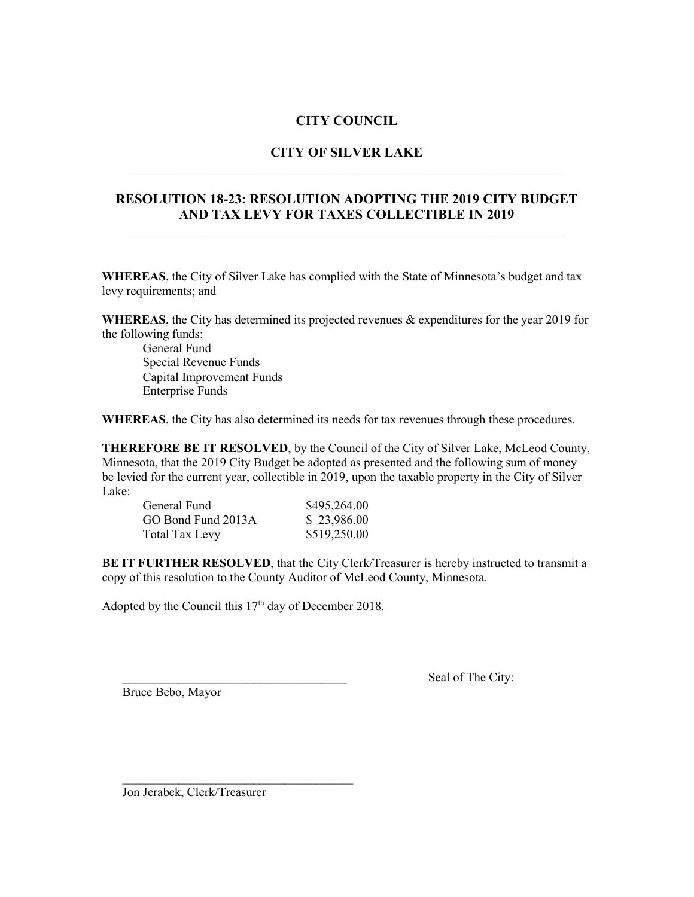# CITY COUNCIL

# CITY OF SILVER LAKE

---

## RESOLUTION 18-23: RESOLUTION ADOPTING THE 2019 CITY BUDGET AND TAX LEVY FOR TAXES COLLECTIBLE IN 2019

---

**WHEREAS**, the City of Silver Lake has complied with the State of Minnesota's budget and tax levy requirements; and

**WHEREAS**, the City has determined its projected revenues & expenditures for the year 2019 for the following funds:

General Fund
Special Revenue Funds
Capital Improvement Funds
Enterprise Funds

**WHEREAS**, the City has also determined its needs for tax revenues through these procedures.

**THEREFORE BE IT RESOLVED**, by the Council of the City of Silver Lake, McLeod County, Minnesota, that the 2019 City Budget be adopted as presented and the following sum of money be levied for the current year, collectible in 2019, upon the taxable property in the City of Silver Lake:

| | |
|---|---|
| General Fund | $495,264.00 |
| GO Bond Fund 2013A | $ 23,986.00 |
| Total Tax Levy | $519,250.00 |

**BE IT FURTHER RESOLVED**, that the City Clerk/Treasurer is hereby instructed to transmit a copy of this resolution to the County Auditor of McLeod County, Minnesota.

Adopted by the Council this 17th day of December 2018.

_____________________________________
Bruce Bebo, Mayor

Seal of The City:

_____________________________________
Jon Jerabek, Clerk/Treasurer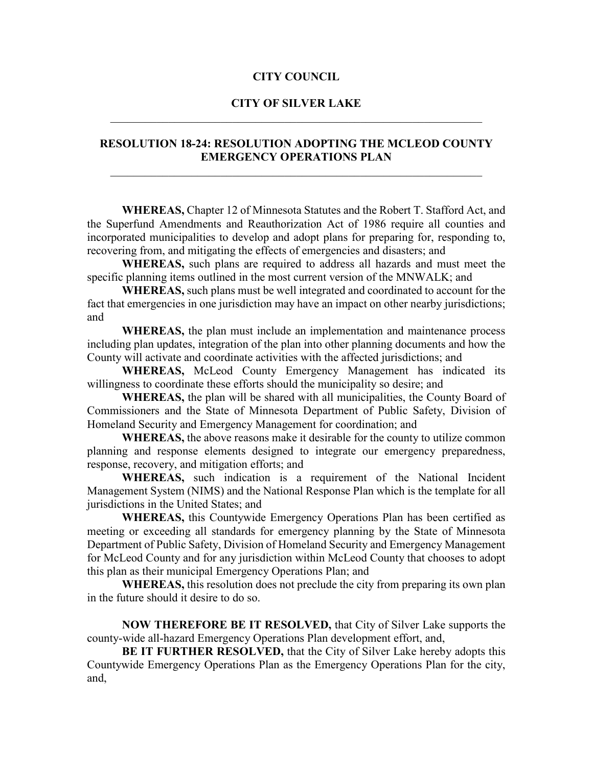**CITY COUNCIL**

**CITY OF SILVER LAKE**

---

## RESOLUTION 18-24: RESOLUTION ADOPTING THE MCLEOD COUNTY EMERGENCY OPERATIONS PLAN

---

**WHEREAS,** Chapter 12 of Minnesota Statutes and the Robert T. Stafford Act, and the Superfund Amendments and Reauthorization Act of 1986 require all counties and incorporated municipalities to develop and adopt plans for preparing for, responding to, recovering from, and mitigating the effects of emergencies and disasters; and

**WHEREAS,** such plans are required to address all hazards and must meet the specific planning items outlined in the most current version of the MNWALK; and

**WHEREAS,** such plans must be well integrated and coordinated to account for the fact that emergencies in one jurisdiction may have an impact on other nearby jurisdictions; and

**WHEREAS,** the plan must include an implementation and maintenance process including plan updates, integration of the plan into other planning documents and how the County will activate and coordinate activities with the affected jurisdictions; and

**WHEREAS,** McLeod County Emergency Management has indicated its willingness to coordinate these efforts should the municipality so desire; and

**WHEREAS,** the plan will be shared with all municipalities, the County Board of Commissioners and the State of Minnesota Department of Public Safety, Division of Homeland Security and Emergency Management for coordination; and

**WHEREAS,** the above reasons make it desirable for the county to utilize common planning and response elements designed to integrate our emergency preparedness, response, recovery, and mitigation efforts; and

**WHEREAS,** such indication is a requirement of the National Incident Management System (NIMS) and the National Response Plan which is the template for all jurisdictions in the United States; and

**WHEREAS,** this Countywide Emergency Operations Plan has been certified as meeting or exceeding all standards for emergency planning by the State of Minnesota Department of Public Safety, Division of Homeland Security and Emergency Management for McLeod County and for any jurisdiction within McLeod County that chooses to adopt this plan as their municipal Emergency Operations Plan; and

**WHEREAS,** this resolution does not preclude the city from preparing its own plan in the future should it desire to do so.

**NOW THEREFORE BE IT RESOLVED,** that City of Silver Lake supports the county-wide all-hazard Emergency Operations Plan development effort, and,

**BE IT FURTHER RESOLVED,** that the City of Silver Lake hereby adopts this Countywide Emergency Operations Plan as the Emergency Operations Plan for the city, and,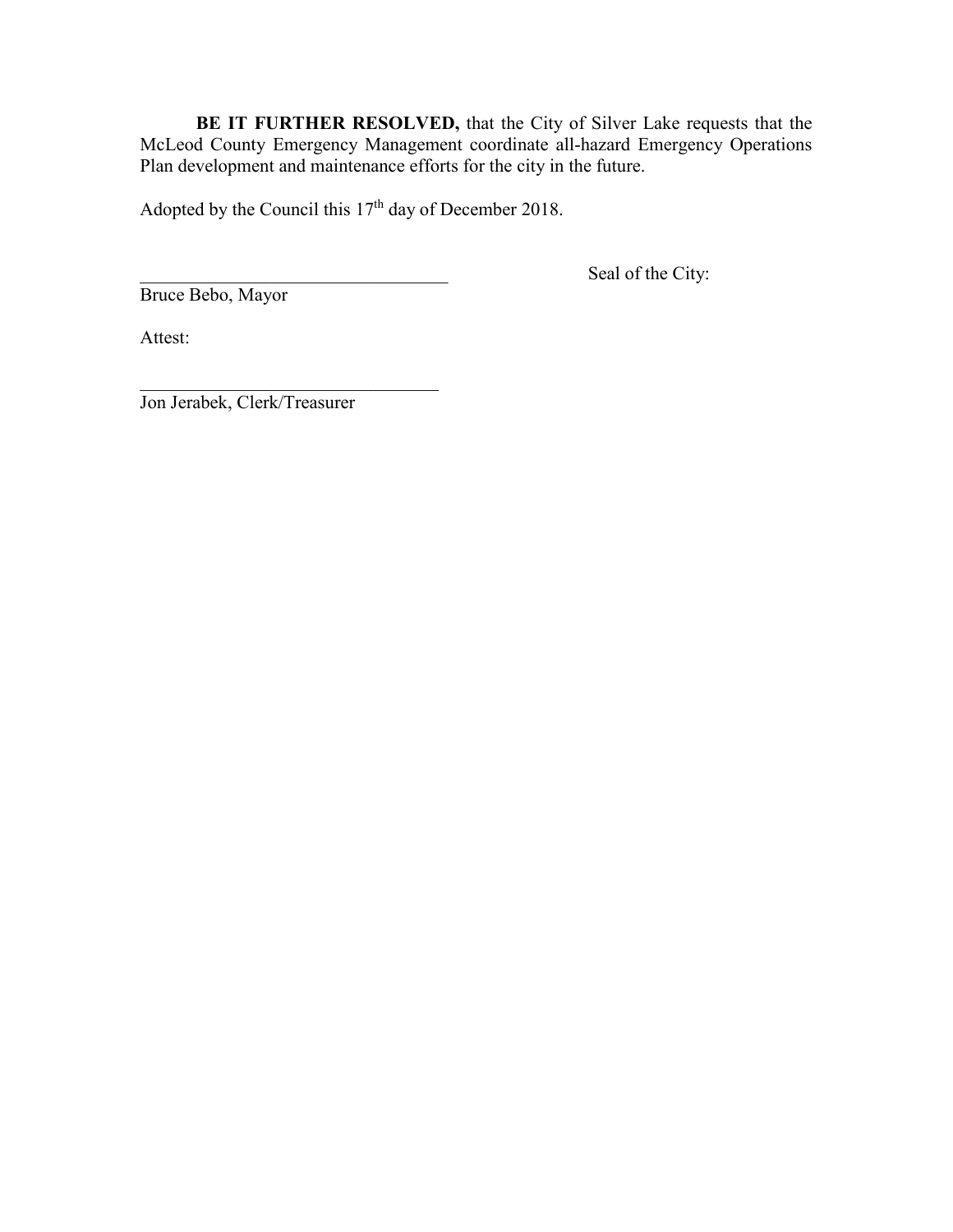**BE IT FURTHER RESOLVED,** that the City of Silver Lake requests that the McLeod County Emergency Management coordinate all-hazard Emergency Operations Plan development and maintenance efforts for the city in the future.

Adopted by the Council this 17th day of December 2018.

\_\_\_\_\_\_\_\_\_\_\_\_\_\_\_\_\_\_\_\_\_\_\_\_\_\_\_\_\_\_\_\_\_\_ Seal of the City:

Bruce Bebo, Mayor

Attest:

\_\_\_\_\_\_\_\_\_\_\_\_\_\_\_\_\_\_\_\_\_\_\_\_\_\_\_\_\_\_\_\_\_\_

Jon Jerabek, Clerk/Treasurer